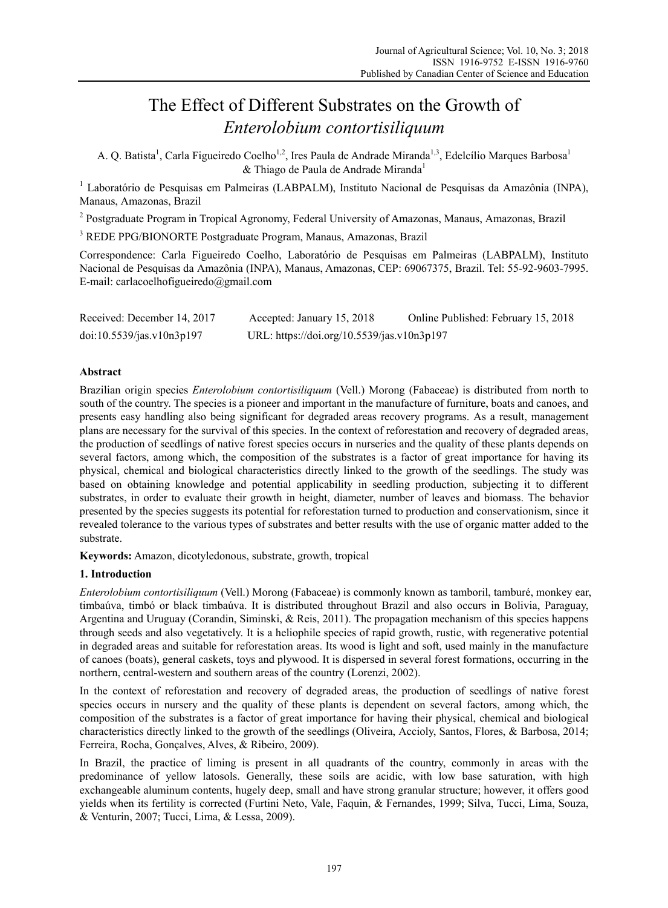# The Effect of Different Substrates on the Growth of *Enterolobium contortisiliquum*

A. Q. Batista[1], Carla Figueiredo Coelho[1,2], Ires Paula de Andrade Miranda[1,3], Edelcílio Marques Barbosa[1] & Thiago de Paula de Andrade Miranda[1]

[1] Laboratório de Pesquisas em Palmeiras (LABPALM), Instituto Nacional de Pesquisas da Amazônia (INPA), Manaus, Amazonas, Brazil

[2] Postgraduate Program in Tropical Agronomy, Federal University of Amazonas, Manaus, Amazonas, Brazil

[3] REDE PPG/BIONORTE Postgraduate Program, Manaus, Amazonas, Brazil

Correspondence: Carla Figueiredo Coelho, Laboratório de Pesquisas em Palmeiras (LABPALM), Instituto Nacional de Pesquisas da Amazônia (INPA), Manaus, Amazonas, CEP: 69067375, Brazil. Tel: 55-92-9603-7995. E-mail: carlacoelhofigueiredo@gmail.com

Received: December 14, 2017 Accepted: January 15, 2018 Online Published: February 15, 2018

doi:10.5539/jas.v10n3p197 URL: https://doi.org/10.5539/jas.v10n3p197

## Abstract

Brazilian origin species *Enterolobium contortisiliquum* (Vell.) Morong (Fabaceae) is distributed from north to south of the country. The species is a pioneer and important in the manufacture of furniture, boats and canoes, and presents easy handling also being significant for degraded areas recovery programs. As a result, management plans are necessary for the survival of this species. In the context of reforestation and recovery of degraded areas, the production of seedlings of native forest species occurs in nurseries and the quality of these plants depends on several factors, among which, the composition of the substrates is a factor of great importance for having its physical, chemical and biological characteristics directly linked to the growth of the seedlings. The study was based on obtaining knowledge and potential applicability in seedling production, subjecting it to different substrates, in order to evaluate their growth in height, diameter, number of leaves and biomass. The behavior presented by the species suggests its potential for reforestation turned to production and conservationism, since it revealed tolerance to the various types of substrates and better results with the use of organic matter added to the substrate.

**Keywords:** Amazon, dicotyledonous, substrate, growth, tropical

## 1. Introduction

*Enterolobium contortisiliquum* (Vell.) Morong (Fabaceae) is commonly known as tamboril, tamburé, monkey ear, timbaúva, timbó or black timbaúva. It is distributed throughout Brazil and also occurs in Bolivia, Paraguay, Argentina and Uruguay (Corandin, Siminski, & Reis, 2011). The propagation mechanism of this species happens through seeds and also vegetatively. It is a heliophile species of rapid growth, rustic, with regenerative potential in degraded areas and suitable for reforestation areas. Its wood is light and soft, used mainly in the manufacture of canoes (boats), general caskets, toys and plywood. It is dispersed in several forest formations, occurring in the northern, central-western and southern areas of the country (Lorenzi, 2002).

In the context of reforestation and recovery of degraded areas, the production of seedlings of native forest species occurs in nursery and the quality of these plants is dependent on several factors, among which, the composition of the substrates is a factor of great importance for having their physical, chemical and biological characteristics directly linked to the growth of the seedlings (Oliveira, Accioly, Santos, Flores, & Barbosa, 2014; Ferreira, Rocha, Gonçalves, Alves, & Ribeiro, 2009).

In Brazil, the practice of liming is present in all quadrants of the country, commonly in areas with the predominance of yellow latosols. Generally, these soils are acidic, with low base saturation, with high exchangeable aluminum contents, hugely deep, small and have strong granular structure; however, it offers good yields when its fertility is corrected (Furtini Neto, Vale, Faquin, & Fernandes, 1999; Silva, Tucci, Lima, Souza, & Venturin, 2007; Tucci, Lima, & Lessa, 2009).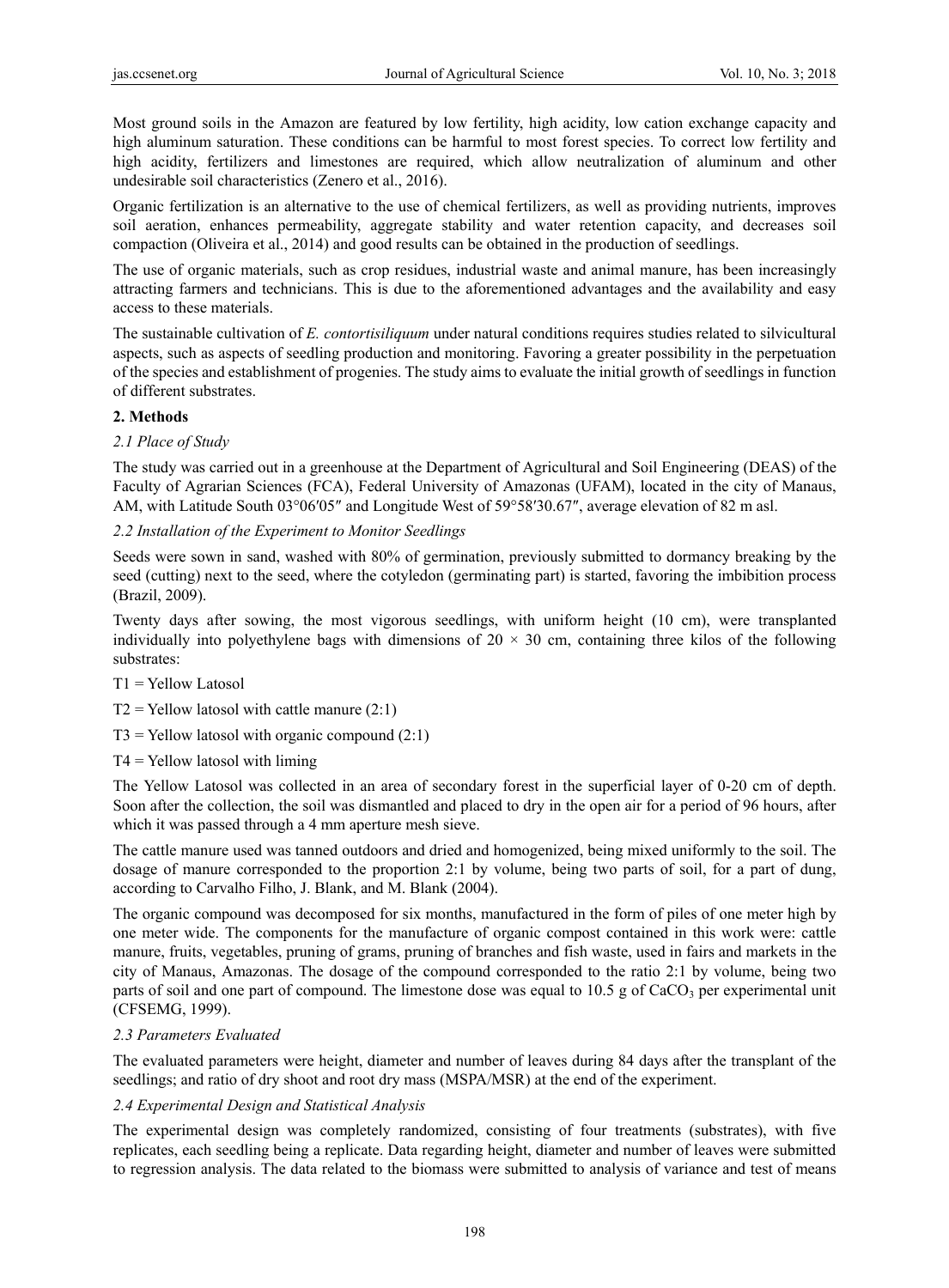Most ground soils in the Amazon are featured by low fertility, high acidity, low cation exchange capacity and high aluminum saturation. These conditions can be harmful to most forest species. To correct low fertility and high acidity, fertilizers and limestones are required, which allow neutralization of aluminum and other undesirable soil characteristics (Zenero et al., 2016).

Organic fertilization is an alternative to the use of chemical fertilizers, as well as providing nutrients, improves soil aeration, enhances permeability, aggregate stability and water retention capacity, and decreases soil compaction (Oliveira et al., 2014) and good results can be obtained in the production of seedlings.

The use of organic materials, such as crop residues, industrial waste and animal manure, has been increasingly attracting farmers and technicians. This is due to the aforementioned advantages and the availability and easy access to these materials.

The sustainable cultivation of *E. contortisiliquum* under natural conditions requires studies related to silvicultural aspects, such as aspects of seedling production and monitoring. Favoring a greater possibility in the perpetuation of the species and establishment of progenies. The study aims to evaluate the initial growth of seedlings in function of different substrates.

## 2. Methods

### *2.1 Place of Study*

The study was carried out in a greenhouse at the Department of Agricultural and Soil Engineering (DEAS) of the Faculty of Agrarian Sciences (FCA), Federal University of Amazonas (UFAM), located in the city of Manaus, AM, with Latitude South 03°06′05″ and Longitude West of 59°58′30.67″, average elevation of 82 m asl.

### *2.2 Installation of the Experiment to Monitor Seedlings*

Seeds were sown in sand, washed with 80% of germination, previously submitted to dormancy breaking by the seed (cutting) next to the seed, where the cotyledon (germinating part) is started, favoring the imbibition process (Brazil, 2009).

Twenty days after sowing, the most vigorous seedlings, with uniform height (10 cm), were transplanted individually into polyethylene bags with dimensions of $20 \times 30$ cm, containing three kilos of the following substrates:

T1 = Yellow Latosol

T2 = Yellow latosol with cattle manure (2:1)

T3 = Yellow latosol with organic compound (2:1)

T4 = Yellow latosol with liming

The Yellow Latosol was collected in an area of secondary forest in the superficial layer of 0-20 cm of depth. Soon after the collection, the soil was dismantled and placed to dry in the open air for a period of 96 hours, after which it was passed through a 4 mm aperture mesh sieve.

The cattle manure used was tanned outdoors and dried and homogenized, being mixed uniformly to the soil. The dosage of manure corresponded to the proportion 2:1 by volume, being two parts of soil, for a part of dung, according to Carvalho Filho, J. Blank, and M. Blank (2004).

The organic compound was decomposed for six months, manufactured in the form of piles of one meter high by one meter wide. The components for the manufacture of organic compost contained in this work were: cattle manure, fruits, vegetables, pruning of grams, pruning of branches and fish waste, used in fairs and markets in the city of Manaus, Amazonas. The dosage of the compound corresponded to the ratio 2:1 by volume, being two parts of soil and one part of compound. The limestone dose was equal to 10.5 g of $CaCO_3$ per experimental unit (CFSEMG, 1999).

### *2.3 Parameters Evaluated*

The evaluated parameters were height, diameter and number of leaves during 84 days after the transplant of the seedlings; and ratio of dry shoot and root dry mass (MSPA/MSR) at the end of the experiment.

### *2.4 Experimental Design and Statistical Analysis*

The experimental design was completely randomized, consisting of four treatments (substrates), with five replicates, each seedling being a replicate. Data regarding height, diameter and number of leaves were submitted to regression analysis. The data related to the biomass were submitted to analysis of variance and test of means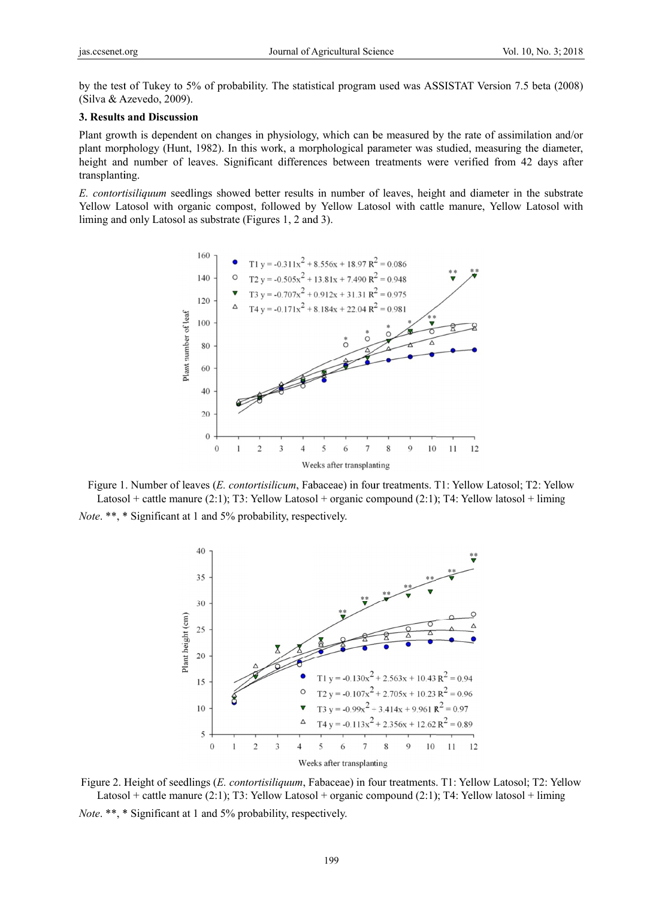by the test of Tukey to 5% of probability. The statistical program used was ASSISTAT Version 7.5 beta (2008) (Silva & Azevedo, 2009).

## 3. Results and Discussion

Plant growth is dependent on changes in physiology, which can be measured by the rate of assimilation and/or plant morphology (Hunt, 1982). In this work, a morphological parameter was studied, measuring the diameter, height and number of leaves. Significant differences between treatments were verified from 42 days after transplanting.

*E. contortisiliquum* seedlings showed better results in number of leaves, height and diameter in the substrate Yellow Latosol with organic compost, followed by Yellow Latosol with cattle manure, Yellow Latosol with liming and only Latosol as substrate (Figures 1, 2 and 3).

Figure 1. Number of leaves (*E. contortisilicum*, Fabaceae) in four treatments. T1: Yellow Latosol; T2: Yellow Latosol + cattle manure (2:1); T3: Yellow Latosol + organic compound (2:1); T4: Yellow latosol + liming

*Note*. **, * Significant at 1 and 5% probability, respectively.

Figure 2. Height of seedlings (*E. contortisiliquum*, Fabaceae) in four treatments. T1: Yellow Latosol; T2: Yellow Latosol + cattle manure (2:1); T3: Yellow Latosol + organic compound (2:1); T4: Yellow latosol + liming

*Note*. **, * Significant at 1 and 5% probability, respectively.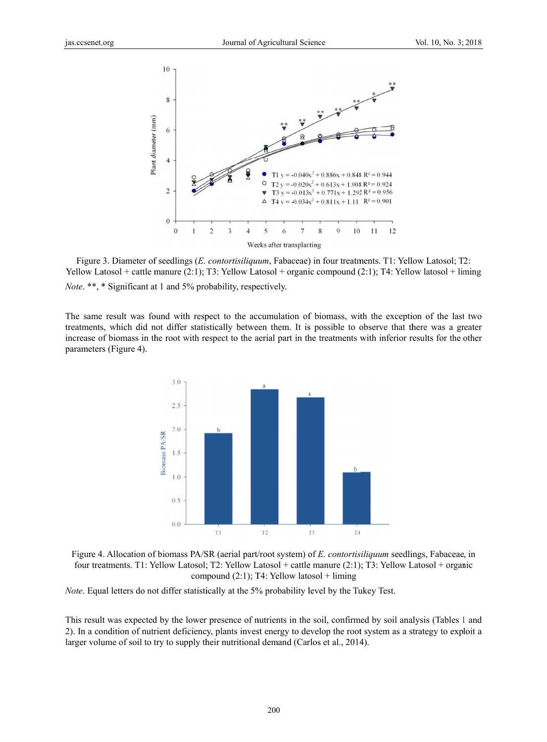Figure 3. Diameter of seedlings (*E. contortisiliquum*, Fabaceae) in four treatments. T1: Yellow Latosol; T2: Yellow Latosol + cattle manure (2:1); T3: Yellow Latosol + organic compound (2:1); T4: Yellow latosol + liming

*Note*. **, * Significant at 1 and 5% probability, respectively.

The same result was found with respect to the accumulation of biomass, with the exception of the last two treatments, which did not differ statistically between them. It is possible to observe that there was a greater increase of biomass in the root with respect to the aerial part in the treatments with inferior results for the other parameters (Figure 4).

Figure 4. Allocation of biomass PA/SR (aerial part/root system) of *E. contortisiliquum* seedlings, Fabaceae, in four treatments. T1: Yellow Latosol; T2: Yellow Latosol + cattle manure (2:1); T3: Yellow Latosol + organic compound (2:1); T4: Yellow latosol + liming

*Note*. Equal letters do not differ statistically at the 5% probability level by the Tukey Test.

This result was expected by the lower presence of nutrients in the soil, confirmed by soil analysis (Tables 1 and 2). In a condition of nutrient deficiency, plants invest energy to develop the root system as a strategy to exploit a larger volume of soil to try to supply their nutritional demand (Carlos et al., 2014).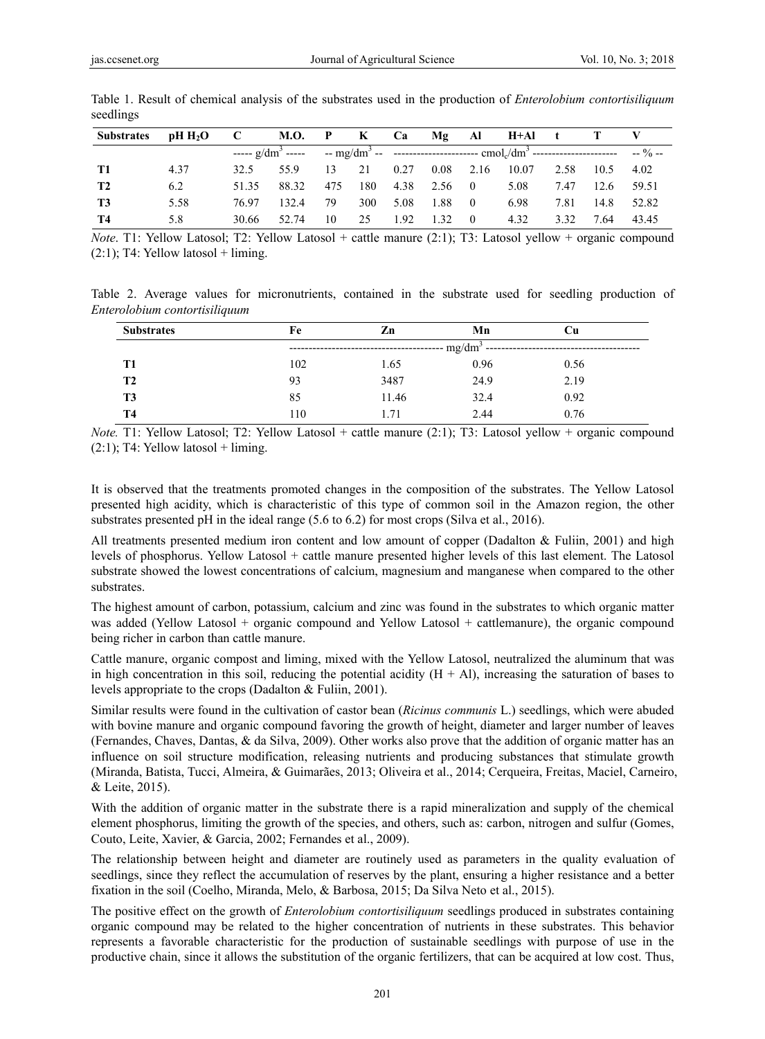Table 1. Result of chemical analysis of the substrates used in the production of *Enterolobium contortisiliquum* seedlings

| Substrates | pH $H_2O$ | C | M.O. | P | K | Ca | Mg | Al | H+Al | t | T | V |
|---|---|---|---|---|---|---|---|---|---|---|---|---|
| | | ----- g/dm$^3$ ----- | | -- mg/dm$^3$ -- | | ---------------------- cmol$_c$/dm$^3$ ---------------------- | | | | | | -- % -- |
| T1 | 4.37 | 32.5 | 55.9 | 13 | 21 | 0.27 | 0.08 | 2.16 | 10.07 | 2.58 | 10.5 | 4.02 |
| T2 | 6.2 | 51.35 | 88.32 | 475 | 180 | 4.38 | 2.56 | 0 | 5.08 | 7.47 | 12.6 | 59.51 |
| T3 | 5.58 | 76.97 | 132.4 | 79 | 300 | 5.08 | 1.88 | 0 | 6.98 | 7.81 | 14.8 | 52.82 |
| T4 | 5.8 | 30.66 | 52.74 | 10 | 25 | 1.92 | 1.32 | 0 | 4.32 | 3.32 | 7.64 | 43.45 |

*Note*. T1: Yellow Latosol; T2: Yellow Latosol + cattle manure (2:1); T3: Latosol yellow + organic compound (2:1); T4: Yellow latosol + liming.

Table 2. Average values for micronutrients, contained in the substrate used for seedling production of *Enterolobium contortisiliquum*

| Substrates | Fe | Zn | Mn | Cu |
|---|---|---|---|---|
| | ---------------------------------------- mg/dm$^3$ ---------------------------------------- | | | |
| T1 | 102 | 1.65 | 0.96 | 0.56 |
| T2 | 93 | 3487 | 24.9 | 2.19 |
| T3 | 85 | 11.46 | 32.4 | 0.92 |
| T4 | 110 | 1.71 | 2.44 | 0.76 |

*Note.* T1: Yellow Latosol; T2: Yellow Latosol + cattle manure (2:1); T3: Latosol yellow + organic compound (2:1); T4: Yellow latosol + liming.

It is observed that the treatments promoted changes in the composition of the substrates. The Yellow Latosol presented high acidity, which is characteristic of this type of common soil in the Amazon region, the other substrates presented pH in the ideal range (5.6 to 6.2) for most crops (Silva et al., 2016).

All treatments presented medium iron content and low amount of copper (Dadalton & Fuliin, 2001) and high levels of phosphorus. Yellow Latosol + cattle manure presented higher levels of this last element. The Latosol substrate showed the lowest concentrations of calcium, magnesium and manganese when compared to the other substrates.

The highest amount of carbon, potassium, calcium and zinc was found in the substrates to which organic matter was added (Yellow Latosol + organic compound and Yellow Latosol + cattlemanure), the organic compound being richer in carbon than cattle manure.

Cattle manure, organic compost and liming, mixed with the Yellow Latosol, neutralized the aluminum that was in high concentration in this soil, reducing the potential acidity (H + Al), increasing the saturation of bases to levels appropriate to the crops (Dadalton & Fuliin, 2001).

Similar results were found in the cultivation of castor bean (*Ricinus communis* L.) seedlings, which were abuded with bovine manure and organic compound favoring the growth of height, diameter and larger number of leaves (Fernandes, Chaves, Dantas, & da Silva, 2009). Other works also prove that the addition of organic matter has an influence on soil structure modification, releasing nutrients and producing substances that stimulate growth (Miranda, Batista, Tucci, Almeira, & Guimarães, 2013; Oliveira et al., 2014; Cerqueira, Freitas, Maciel, Carneiro, & Leite, 2015).

With the addition of organic matter in the substrate there is a rapid mineralization and supply of the chemical element phosphorus, limiting the growth of the species, and others, such as: carbon, nitrogen and sulfur (Gomes, Couto, Leite, Xavier, & Garcia, 2002; Fernandes et al., 2009).

The relationship between height and diameter are routinely used as parameters in the quality evaluation of seedlings, since they reflect the accumulation of reserves by the plant, ensuring a higher resistance and a better fixation in the soil (Coelho, Miranda, Melo, & Barbosa, 2015; Da Silva Neto et al., 2015).

The positive effect on the growth of *Enterolobium contortisiliquum* seedlings produced in substrates containing organic compound may be related to the higher concentration of nutrients in these substrates. This behavior represents a favorable characteristic for the production of sustainable seedlings with purpose of use in the productive chain, since it allows the substitution of the organic fertilizers, that can be acquired at low cost. Thus,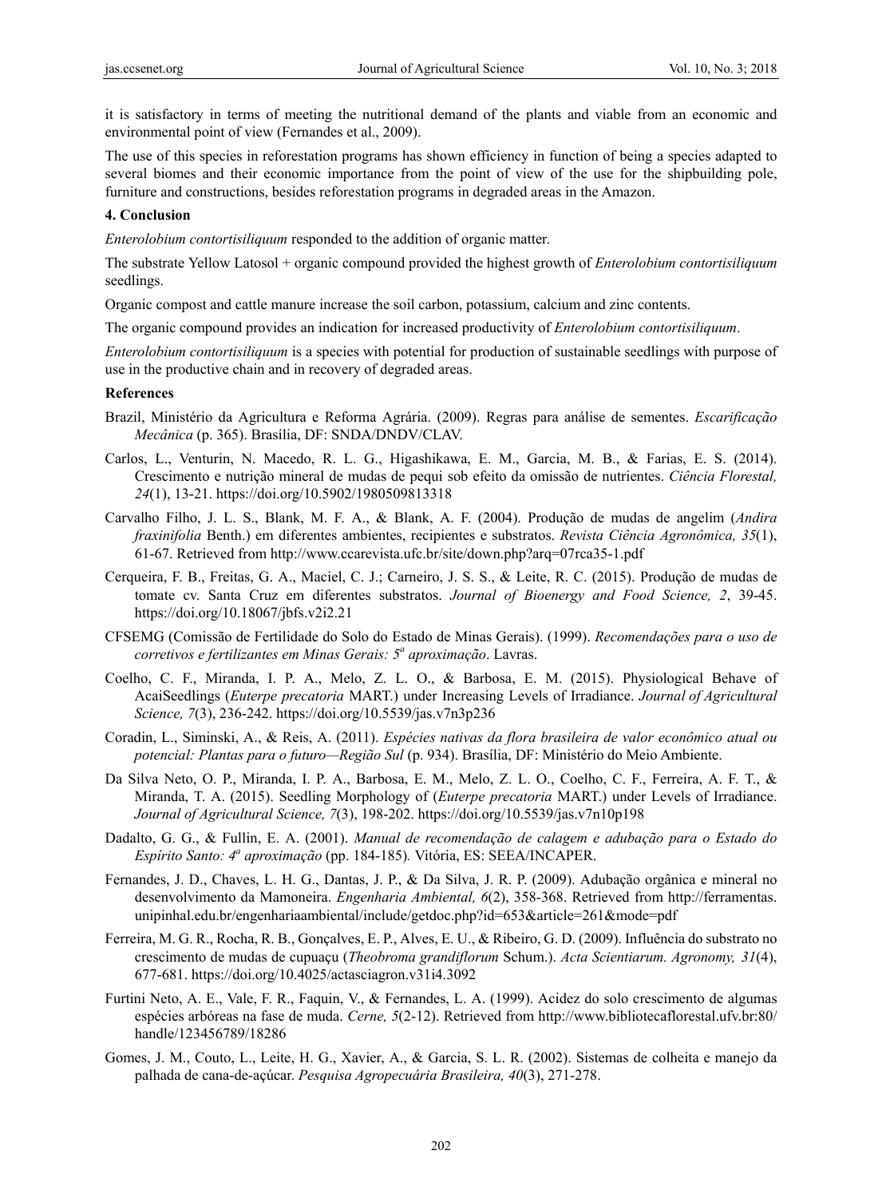it is satisfactory in terms of meeting the nutritional demand of the plants and viable from an economic and environmental point of view (Fernandes et al., 2009).

The use of this species in reforestation programs has shown efficiency in function of being a species adapted to several biomes and their economic importance from the point of view of the use for the shipbuilding pole, furniture and constructions, besides reforestation programs in degraded areas in the Amazon.

## 4. Conclusion

*Enterolobium contortisiliquum* responded to the addition of organic matter.

The substrate Yellow Latosol + organic compound provided the highest growth of *Enterolobium contortisiliquum* seedlings.

Organic compost and cattle manure increase the soil carbon, potassium, calcium and zinc contents.

The organic compound provides an indication for increased productivity of *Enterolobium contortisiliquum*.

*Enterolobium contortisiliquum* is a species with potential for production of sustainable seedlings with purpose of use in the productive chain and in recovery of degraded areas.

## References

Brazil, Ministério da Agricultura e Reforma Agrária. (2009). Regras para análise de sementes. *Escarificação Mecânica* (p. 365). Brasília, DF: SNDA/DNDV/CLAV.

Carlos, L., Venturin, N. Macedo, R. L. G., Higashikawa, E. M., Garcia, M. B., & Farias, E. S. (2014). Crescimento e nutrição mineral de mudas de pequi sob efeito da omissão de nutrientes. *Ciência Florestal, 24*(1), 13-21. https://doi.org/10.5902/1980509813318

Carvalho Filho, J. L. S., Blank, M. F. A., & Blank, A. F. (2004). Produção de mudas de angelim (*Andira fraxinifolia* Benth.) em diferentes ambientes, recipientes e substratos. *Revista Ciência Agronômica, 35*(1), 61-67. Retrieved from http://www.ccarevista.ufc.br/site/down.php?arq=07rca35-1.pdf

Cerqueira, F. B., Freitas, G. A., Maciel, C. J.; Carneiro, J. S. S., & Leite, R. C. (2015). Produção de mudas de tomate cv. Santa Cruz em diferentes substratos. *Journal of Bioenergy and Food Science, 2*, 39-45. https://doi.org/10.18067/jbfs.v2i2.21

CFSEMG (Comissão de Fertilidade do Solo do Estado de Minas Gerais). (1999). *Recomendações para o uso de corretivos e fertilizantes em Minas Gerais: 5ª aproximação*. Lavras.

Coelho, C. F., Miranda, I. P. A., Melo, Z. L. O., & Barbosa, E. M. (2015). Physiological Behave of AcaiSeedlings (*Euterpe precatoria* MART.) under Increasing Levels of Irradiance. *Journal of Agricultural Science, 7*(3), 236-242. https://doi.org/10.5539/jas.v7n3p236

Coradin, L., Siminski, A., & Reis, A. (2011). *Espécies nativas da flora brasileira de valor econômico atual ou potencial: Plantas para o futuro—Região Sul* (p. 934). Brasília, DF: Ministério do Meio Ambiente.

Da Silva Neto, O. P., Miranda, I. P. A., Barbosa, E. M., Melo, Z. L. O., Coelho, C. F., Ferreira, A. F. T., & Miranda, T. A. (2015). Seedling Morphology of (*Euterpe precatoria* MART.) under Levels of Irradiance. *Journal of Agricultural Science, 7*(3), 198-202. https://doi.org/10.5539/jas.v7n10p198

Dadalto, G. G., & Fullin, E. A. (2001). *Manual de recomendação de calagem e adubação para o Estado do Espírito Santo: 4ª aproximação* (pp. 184-185)*.* Vitória, ES: SEEA/INCAPER.

Fernandes, J. D., Chaves, L. H. G., Dantas, J. P., & Da Silva, J. R. P. (2009). Adubação orgânica e mineral no desenvolvimento da Mamoneira. *Engenharia Ambiental, 6*(2), 358-368. Retrieved from http://ferramentas.unipinhal.edu.br/engenhariaambiental/include/getdoc.php?id=653&article=261&mode=pdf

Ferreira, M. G. R., Rocha, R. B., Gonçalves, E. P., Alves, E. U., & Ribeiro, G. D. (2009). Influência do substrato no crescimento de mudas de cupuaçu (*Theobroma grandiflorum* Schum.). *Acta Scientiarum. Agronomy, 31*(4), 677-681. https://doi.org/10.4025/actasciagron.v31i4.3092

Furtini Neto, A. E., Vale, F. R., Faquin, V., & Fernandes, L. A. (1999). Acidez do solo crescimento de algumas espécies arbóreas na fase de muda. *Cerne, 5*(2-12). Retrieved from http://www.bibliotecaflorestal.ufv.br:80/handle/123456789/18286

Gomes, J. M., Couto, L., Leite, H. G., Xavier, A., & Garcia, S. L. R. (2002). Sistemas de colheita e manejo da palhada de cana-de-açúcar. *Pesquisa Agropecuária Brasileira, 40*(3), 271-278.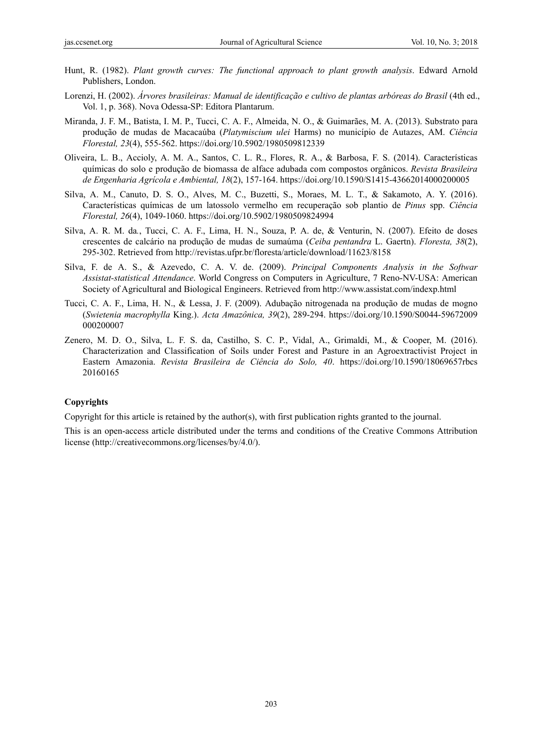Hunt, R. (1982). *Plant growth curves: The functional approach to plant growth analysis*. Edward Arnold Publishers, London.

Lorenzi, H. (2002). *Árvores brasileiras: Manual de identificação e cultivo de plantas arbóreas do Brasil* (4th ed., Vol. 1, p. 368). Nova Odessa-SP: Editora Plantarum.

Miranda, J. F. M., Batista, I. M. P., Tucci, C. A. F., Almeida, N. O., & Guimarães, M. A. (2013). Substrato para produção de mudas de Macacaúba (*Platymiscium ulei* Harms) no município de Autazes, AM. *Ciência Florestal, 23*(4), 555-562. https://doi.org/10.5902/1980509812339

Oliveira, L. B., Accioly, A. M. A., Santos, C. L. R., Flores, R. A., & Barbosa, F. S. (2014). Características químicas do solo e produção de biomassa de alface adubada com compostos orgânicos. *Revista Brasileira de Engenharia Agrícola e Ambiental, 18*(2), 157-164. https://doi.org/10.1590/S1415-43662014000200005

Silva, A. M., Canuto, D. S. O., Alves, M. C., Buzetti, S., Moraes, M. L. T., & Sakamoto, A. Y. (2016). Características químicas de um latossolo vermelho em recuperação sob plantio de *Pinus* spp. *Ciência Florestal, 26*(4), 1049-1060. https://doi.org/10.5902/1980509824994

Silva, A. R. M. da., Tucci, C. A. F., Lima, H. N., Souza, P. A. de, & Venturin, N. (2007). Efeito de doses crescentes de calcário na produção de mudas de sumaúma (*Ceiba pentandra* L. Gaertn). *Floresta, 38*(2), 295-302. Retrieved from http://revistas.ufpr.br/floresta/article/download/11623/8158

Silva, F. de A. S., & Azevedo, C. A. V. de. (2009). *Principal Components Analysis in the Softwar Assistat-statistical Attendance*. World Congress on Computers in Agriculture, 7 Reno-NV-USA: American Society of Agricultural and Biological Engineers. Retrieved from http://www.assistat.com/indexp.html

Tucci, C. A. F., Lima, H. N., & Lessa, J. F. (2009). Adubação nitrogenada na produção de mudas de mogno (*Swietenia macrophylla* King.). *Acta Amazônica, 39*(2), 289-294. https://doi.org/10.1590/S0044-59672009000200007

Zenero, M. D. O., Silva, L. F. S. da, Castilho, S. C. P., Vidal, A., Grimaldi, M., & Cooper, M. (2016). Characterization and Classification of Soils under Forest and Pasture in an Agroextractivist Project in Eastern Amazonia. *Revista Brasileira de Ciência do Solo, 40*. https://doi.org/10.1590/18069657rbcs20160165

## Copyrights

Copyright for this article is retained by the author(s), with first publication rights granted to the journal.

This is an open-access article distributed under the terms and conditions of the Creative Commons Attribution license (http://creativecommons.org/licenses/by/4.0/).